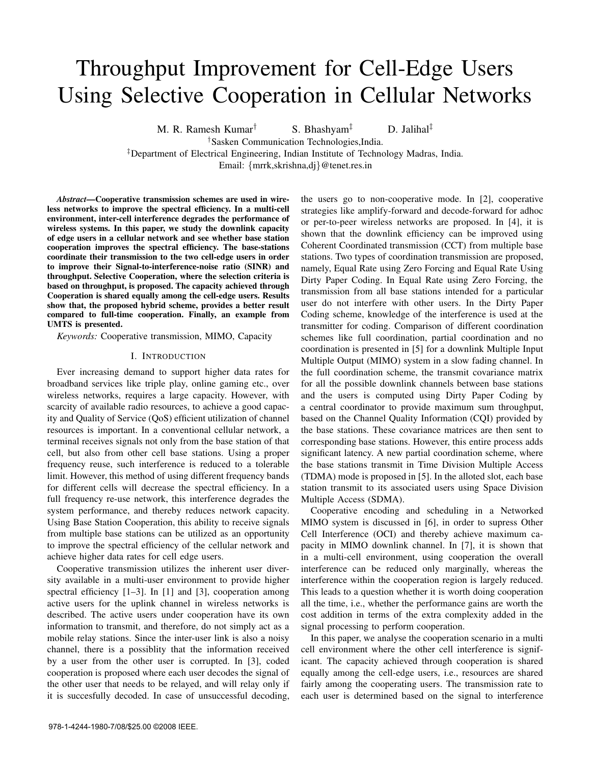# Throughput Improvement for Cell-Edge Users Using Selective Cooperation in Cellular Networks

M. R. Ramesh Kumar[†] S. Bhashyam[‡] D. Jalihal[‡]

[†]Sasken Communication Technologies,India.

[‡]Department of Electrical Engineering, Indian Institute of Technology Madras, India.

Email: {mrrk,skrishna,dj}@tenet.res.in

***Abstract*—Cooperative transmission schemes are used in wireless networks to improve the spectral efficiency. In a multi-cell environment, inter-cell interference degrades the performance of wireless systems. In this paper, we study the downlink capacity of edge users in a cellular network and see whether base station cooperation improves the spectral efficiency. The base-stations coordinate their transmission to the two cell-edge users in order to improve their Signal-to-interference-noise ratio (SINR) and throughput. Selective Cooperation, where the selection criteria is based on throughput, is proposed. The capacity achieved through Cooperation is shared equally among the cell-edge users. Results show that, the proposed hybrid scheme, provides a better result compared to full-time cooperation. Finally, an example from UMTS is presented.**

*Keywords:* Cooperative transmission, MIMO, Capacity

## I. Introduction

Ever increasing demand to support higher data rates for broadband services like triple play, online gaming etc., over wireless networks, requires a large capacity. However, with scarcity of available radio resources, to achieve a good capacity and Quality of Service (QoS) efficient utilization of channel resources is important. In a conventional cellular network, a terminal receives signals not only from the base station of that cell, but also from other cell base stations. Using a proper frequency reuse, such interference is reduced to a tolerable limit. However, this method of using different frequency bands for different cells will decrease the spectral efficiency. In a full frequency re-use network, this interference degrades the system performance, and thereby reduces network capacity. Using Base Station Cooperation, this ability to receive signals from multiple base stations can be utilized as an opportunity to improve the spectral efficiency of the cellular network and achieve higher data rates for cell edge users.

Cooperative transmission utilizes the inherent user diversity available in a multi-user environment to provide higher spectral efficiency [1–3]. In [1] and [3], cooperation among active users for the uplink channel in wireless networks is described. The active users under cooperation have its own information to transmit, and therefore, do not simply act as a mobile relay stations. Since the inter-user link is also a noisy channel, there is a possiblity that the information received by a user from the other user is corrupted. In [3], coded cooperation is proposed where each user decodes the signal of the other user that needs to be relayed, and will relay only if it is succesfully decoded. In case of unsuccessful decoding, the users go to non-cooperative mode. In [2], cooperative strategies like amplify-forward and decode-forward for adhoc or per-to-peer wireless networks are proposed. In [4], it is shown that the downlink efficiency can be improved using Coherent Coordinated transmission (CCT) from multiple base stations. Two types of coordination transmission are proposed, namely, Equal Rate using Zero Forcing and Equal Rate Using Dirty Paper Coding. In Equal Rate using Zero Forcing, the transmission from all base stations intended for a particular user do not interfere with other users. In the Dirty Paper Coding scheme, knowledge of the interference is used at the transmitter for coding. Comparison of different coordination schemes like full coordination, partial coordination and no coordination is presented in [5] for a downlink Multiple Input Multiple Output (MIMO) system in a slow fading channel. In the full coordination scheme, the transmit covariance matrix for all the possible downlink channels between base stations and the users is computed using Dirty Paper Coding by a central coordinator to provide maximum sum throughput, based on the Channel Quality Information (CQI) provided by the base stations. These covariance matrices are then sent to corresponding base stations. However, this entire process adds significant latency. A new partial coordination scheme, where the base stations transmit in Time Division Multiple Access (TDMA) mode is proposed in [5]. In the alloted slot, each base station transmit to its associated users using Space Division Multiple Access (SDMA).

Cooperative encoding and scheduling in a Networked MIMO system is discussed in [6], in order to supress Other Cell Interference (OCI) and thereby achieve maximum capacity in MIMO downlink channel. In [7], it is shown that in a multi-cell environment, using cooperation the overall interference can be reduced only marginally, whereas the interference within the cooperation region is largely reduced. This leads to a question whether it is worth doing cooperation all the time, i.e., whether the performance gains are worth the cost addition in terms of the extra complexity added in the signal processing to perform cooperation.

In this paper, we analyse the cooperation scenario in a multi cell environment where the other cell interference is significant. The capacity achieved through cooperation is shared equally among the cell-edge users, i.e., resources are shared fairly among the cooperating users. The transmission rate to each user is determined based on the signal to interference

978-1-4244-1980-7/08/$25.00 ©2008 IEEE.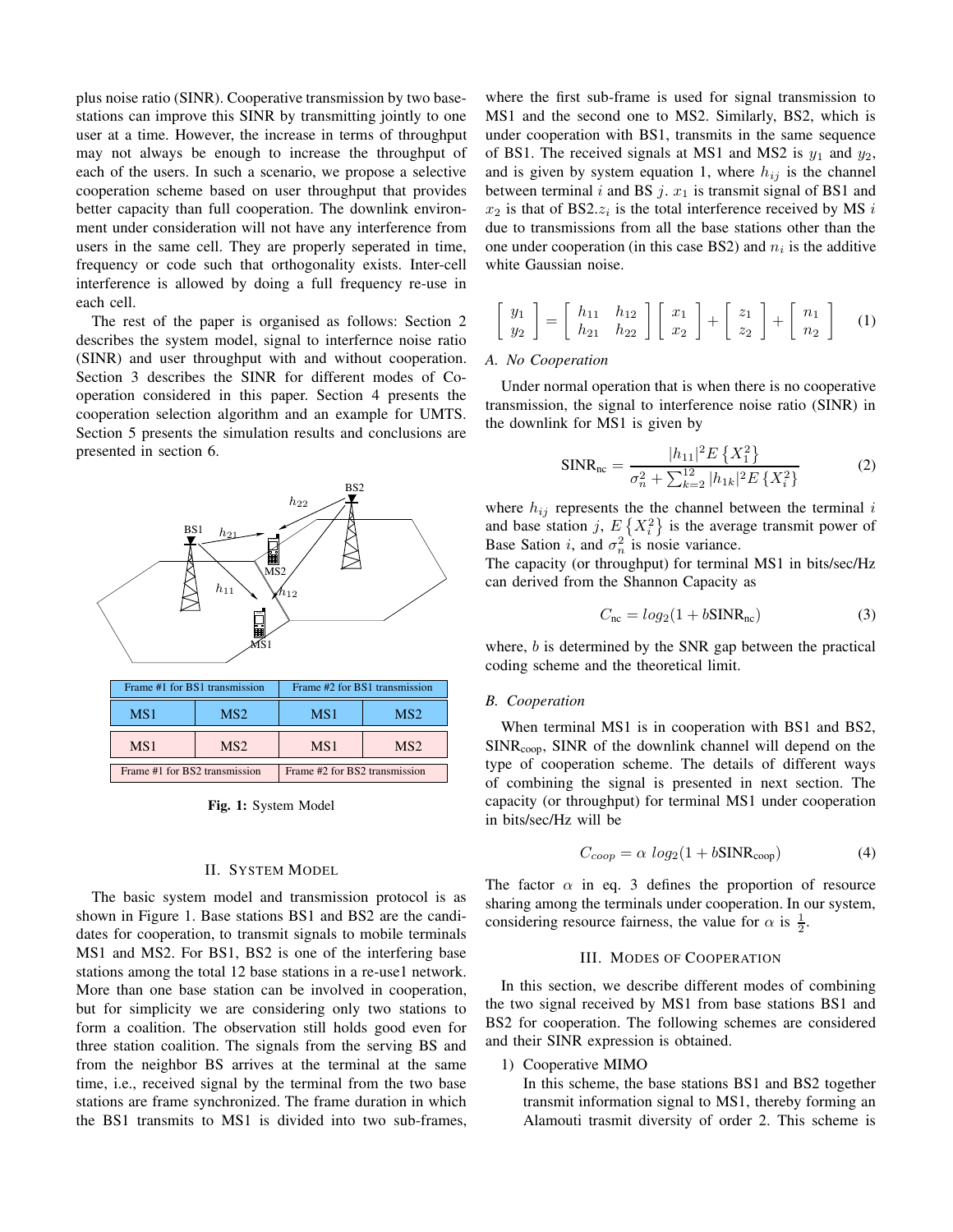plus noise ratio (SINR). Cooperative transmission by two base-stations can improve this SINR by transmitting jointly to one user at a time. However, the increase in terms of throughput may not always be enough to increase the throughput of each of the users. In such a scenario, we propose a selective cooperation scheme based on user throughput that provides better capacity than full cooperation. The downlink environment under consideration will not have any interference from users in the same cell. They are properly seperated in time, frequency or code such that orthogonality exists. Inter-cell interference is allowed by doing a full frequency re-use in each cell.

The rest of the paper is organised as follows: Section 2 describes the system model, signal to interfernce noise ratio (SINR) and user throughput with and without cooperation. Section 3 describes the SINR for different modes of Co-operation considered in this paper. Section 4 presents the cooperation selection algorithm and an example for UMTS. Section 5 presents the simulation results and conclusions are presented in section 6.

| Frame #1 for BS1 transmission | | Frame #2 for BS1 transmission | |
|---|---|---|---|
| MS1 | MS2 | MS1 | MS2 |
| MS1 | MS2 | MS1 | MS2 |
| Frame #1 for BS2 transmission | | Frame #2 for BS2 transmission | |

**Fig. 1:** System Model

## II. System Model

The basic system model and transmission protocol is as shown in Figure 1. Base stations BS1 and BS2 are the candidates for cooperation, to transmit signals to mobile terminals MS1 and MS2. For BS1, BS2 is one of the interfering base stations among the total 12 base stations in a re-use1 network. More than one base station can be involved in cooperation, but for simplicity we are considering only two stations to form a coalition. The observation still holds good even for three station coalition. The signals from the serving BS and from the neighbor BS arrives at the terminal at the same time, i.e., received signal by the terminal from the two base stations are frame synchronized. The frame duration in which the BS1 transmits to MS1 is divided into two sub-frames, where the first sub-frame is used for signal transmission to MS1 and the second one to MS2. Similarly, BS2, which is under cooperation with BS1, transmits in the same sequence of BS1. The received signals at MS1 and MS2 is $y_1$ and $y_2$, and is given by system equation 1, where $h_{ij}$ is the channel between terminal $i$ and BS $j$. $x_1$ is transmit signal of BS1 and $x_2$ is that of BS2. $z_i$ is the total interference received by MS $i$ due to transmissions from all the base stations other than the one under cooperation (in this case BS2) and $n_i$ is the additive white Gaussian noise.

$$\begin{bmatrix} y_1 \\ y_2 \end{bmatrix} = \begin{bmatrix} h_{11} & h_{12} \\ h_{21} & h_{22} \end{bmatrix} \begin{bmatrix} x_1 \\ x_2 \end{bmatrix} + \begin{bmatrix} z_1 \\ z_2 \end{bmatrix} + \begin{bmatrix} n_1 \\ n_2 \end{bmatrix} \quad (1)$$

### A. No Cooperation

Under normal operation that is when there is no cooperative transmission, the signal to interference noise ratio (SINR) in the downlink for MS1 is given by

$$\text{SINR}_{\text{nc}} = \frac{|h_{11}|^2 E\left\{X_1^2\right\}}{\sigma_n^2 + \sum_{k=2}^{12} |h_{1k}|^2 E\left\{X_i^2\right\}} \quad (2)$$

where $h_{ij}$ represents the the channel between the terminal $i$ and base station $j$, $E\left\{X_i^2\right\}$ is the average transmit power of Base Sation $i$, and $\sigma_n^2$ is nosie variance.

The capacity (or throughput) for terminal MS1 in bits/sec/Hz can derived from the Shannon Capacity as

$$C_{\text{nc}} = log_2(1 + b\text{SINR}_{\text{nc}}) \quad (3)$$

where, $b$ is determined by the SNR gap between the practical coding scheme and the theoretical limit.

### B. Cooperation

When terminal MS1 is in cooperation with BS1 and BS2, $\text{SINR}_{\text{coop}}$, SINR of the downlink channel will depend on the type of cooperation scheme. The details of different ways of combining the signal is presented in next section. The capacity (or throughput) for terminal MS1 under cooperation in bits/sec/Hz will be

$$C_{coop} = \alpha \ log_2(1 + b\text{SINR}_{\text{coop}}) \quad (4)$$

The factor $\alpha$ in eq. 3 defines the proportion of resource sharing among the terminals under cooperation. In our system, considering resource fairness, the value for $\alpha$ is $\frac{1}{2}$.

## III. Modes of Cooperation

In this section, we describe different modes of combining the two signal received by MS1 from base stations BS1 and BS2 for cooperation. The following schemes are considered and their SINR expression is obtained.

1) Cooperative MIMO
   In this scheme, the base stations BS1 and BS2 together transmit information signal to MS1, thereby forming an Alamouti trasmit diversity of order 2. This scheme is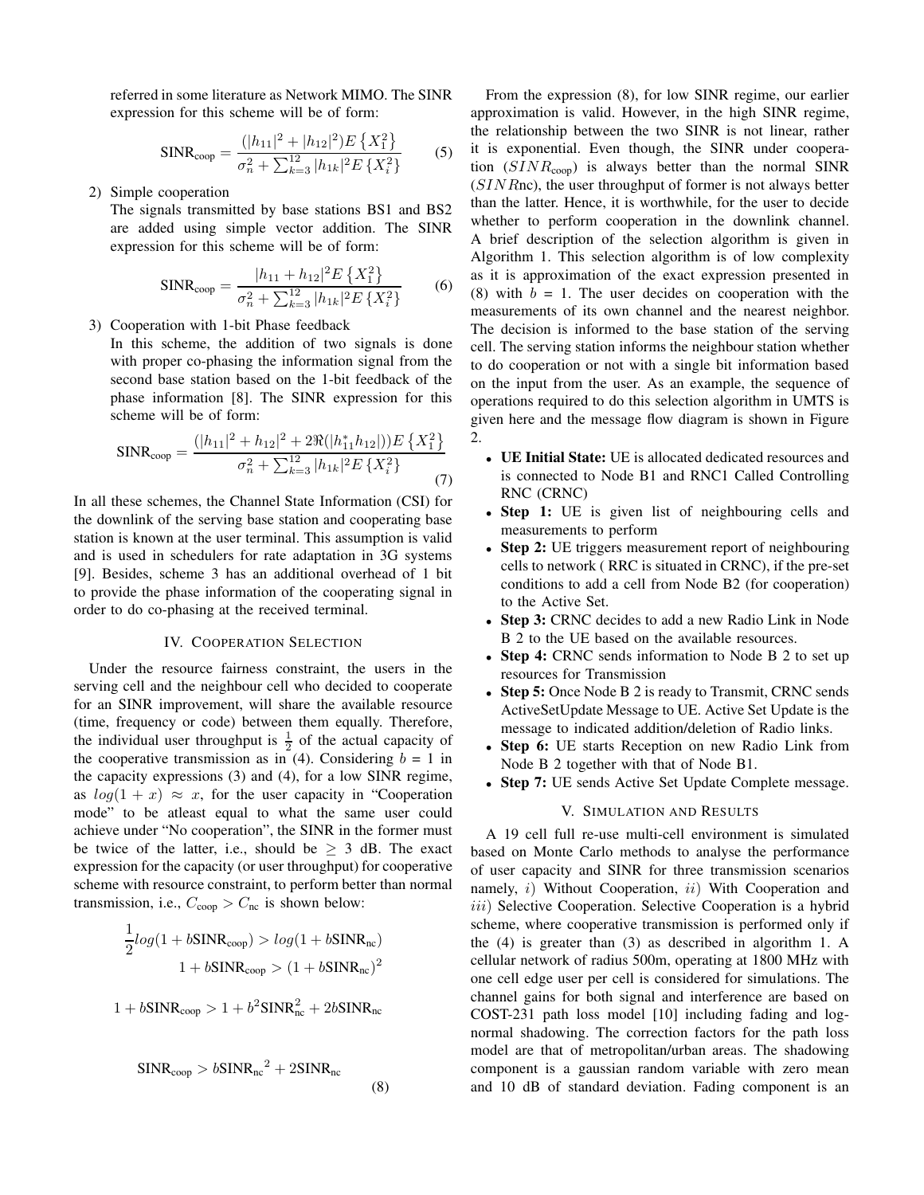referred in some literature as Network MIMO. The SINR expression for this scheme will be of form:

$$\text{SINR}_{\text{coop}} = \frac{(|h_{11}|^2 + |h_{12}|^2)E\left\{X_1^2\right\}}{\sigma_n^2 + \sum_{k=3}^{12}|h_{1k}|^2 E\left\{X_i^2\right\}} \tag{5}$$

2) Simple cooperation
   The signals transmitted by base stations BS1 and BS2 are added using simple vector addition. The SINR expression for this scheme will be of form:

$$\text{SINR}_{\text{coop}} = \frac{|h_{11} + h_{12}|^2 E\left\{X_1^2\right\}}{\sigma_n^2 + \sum_{k=3}^{12}|h_{1k}|^2 E\left\{X_i^2\right\}} \tag{6}$$

3) Cooperation with 1-bit Phase feedback
   In this scheme, the addition of two signals is done with proper co-phasing the information signal from the second base station based on the 1-bit feedback of the phase information [8]. The SINR expression for this scheme will be of form:

$$\text{SINR}_{\text{coop}} = \frac{(|h_{11}|^2 + h_{12}|^2 + 2\Re(|h_{11}^* h_{12}|))E\left\{X_1^2\right\}}{\sigma_n^2 + \sum_{k=3}^{12}|h_{1k}|^2 E\left\{X_i^2\right\}} \tag{7}$$

In all these schemes, the Channel State Information (CSI) for the downlink of the serving base station and cooperating base station is known at the user terminal. This assumption is valid and is used in schedulers for rate adaptation in 3G systems [9]. Besides, scheme 3 has an additional overhead of 1 bit to provide the phase information of the cooperating signal in order to do co-phasing at the received terminal.

## IV. Cooperation Selection

Under the resource fairness constraint, the users in the serving cell and the neighbour cell who decided to cooperate for an SINR improvement, will share the available resource (time, frequency or code) between them equally. Therefore, the individual user throughput is $\frac{1}{2}$ of the actual capacity of the cooperative transmission as in (4). Considering $b$ = 1 in the capacity expressions (3) and (4), for a low SINR regime, as $log(1 + x) \approx x$, for the user capacity in "Cooperation mode" to be atleast equal to what the same user could achieve under "No cooperation", the SINR in the former must be twice of the latter, i.e., should be $\geq$ 3 dB. The exact expression for the capacity (or user throughput) for cooperative scheme with resource constraint, to perform better than normal transmission, i.e., $C_{\text{coop}} > C_{\text{nc}}$ is shown below:

$$\frac{1}{2}log(1 + b\text{SINR}_{\text{coop}}) > log(1 + b\text{SINR}_{\text{nc}})$$

$$1 + b\text{SINR}_{\text{coop}} > (1 + b\text{SINR}_{\text{nc}})^2$$

$$1 + b\text{SINR}_{\text{coop}} > 1 + b^2\text{SINR}_{\text{nc}}^2 + 2b\text{SINR}_{\text{nc}}$$

$$\text{SINR}_{\text{coop}} > b\text{SINR}_{\text{nc}}{}^2 + 2\text{SINR}_{\text{nc}} \tag{8}$$

From the expression (8), for low SINR regime, our earlier approximation is valid. However, in the high SINR regime, the relationship between the two SINR is not linear, rather it is exponential. Even though, the SINR under cooperation ($SINR_{\text{coop}}$) is always better than the normal SINR ($SINR$nc), the user throughput of former is not always better than the latter. Hence, it is worthwhile, for the user to decide whether to perform cooperation in the downlink channel. A brief description of the selection algorithm is given in Algorithm 1. This selection algorithm is of low complexity as it is approximation of the exact expression presented in (8) with $b$ = 1. The user decides on cooperation with the measurements of its own channel and the nearest neighbor. The decision is informed to the base station of the serving cell. The serving station informs the neighbour station whether to do cooperation or not with a single bit information based on the input from the user. As an example, the sequence of operations required to do this selection algorithm in UMTS is given here and the message flow diagram is shown in Figure 2.

- **UE Initial State:** UE is allocated dedicated resources and is connected to Node B1 and RNC1 Called Controlling RNC (CRNC)
- **Step 1:** UE is given list of neighbouring cells and measurements to perform
- **Step 2:** UE triggers measurement report of neighbouring cells to network ( RRC is situated in CRNC), if the pre-set conditions to add a cell from Node B2 (for cooperation) to the Active Set.
- **Step 3:** CRNC decides to add a new Radio Link in Node B 2 to the UE based on the available resources.
- **Step 4:** CRNC sends information to Node B 2 to set up resources for Transmission
- **Step 5:** Once Node B 2 is ready to Transmit, CRNC sends ActiveSetUpdate Message to UE. Active Set Update is the message to indicated addition/deletion of Radio links.
- **Step 6:** UE starts Reception on new Radio Link from Node B 2 together with that of Node B1.
- **Step 7:** UE sends Active Set Update Complete message.

## V. Simulation and Results

A 19 cell full re-use multi-cell environment is simulated based on Monte Carlo methods to analyse the performance of user capacity and SINR for three transmission scenarios namely, $i$) Without Cooperation, $ii$) With Cooperation and $iii$) Selective Cooperation. Selective Cooperation is a hybrid scheme, where cooperative transmission is performed only if the (4) is greater than (3) as described in algorithm 1. A cellular network of radius 500m, operating at 1800 MHz with one cell edge user per cell is considered for simulations. The channel gains for both signal and interference are based on COST-231 path loss model [10] including fading and log-normal shadowing. The correction factors for the path loss model are that of metropolitan/urban areas. The shadowing component is a gaussian random variable with zero mean and 10 dB of standard deviation. Fading component is an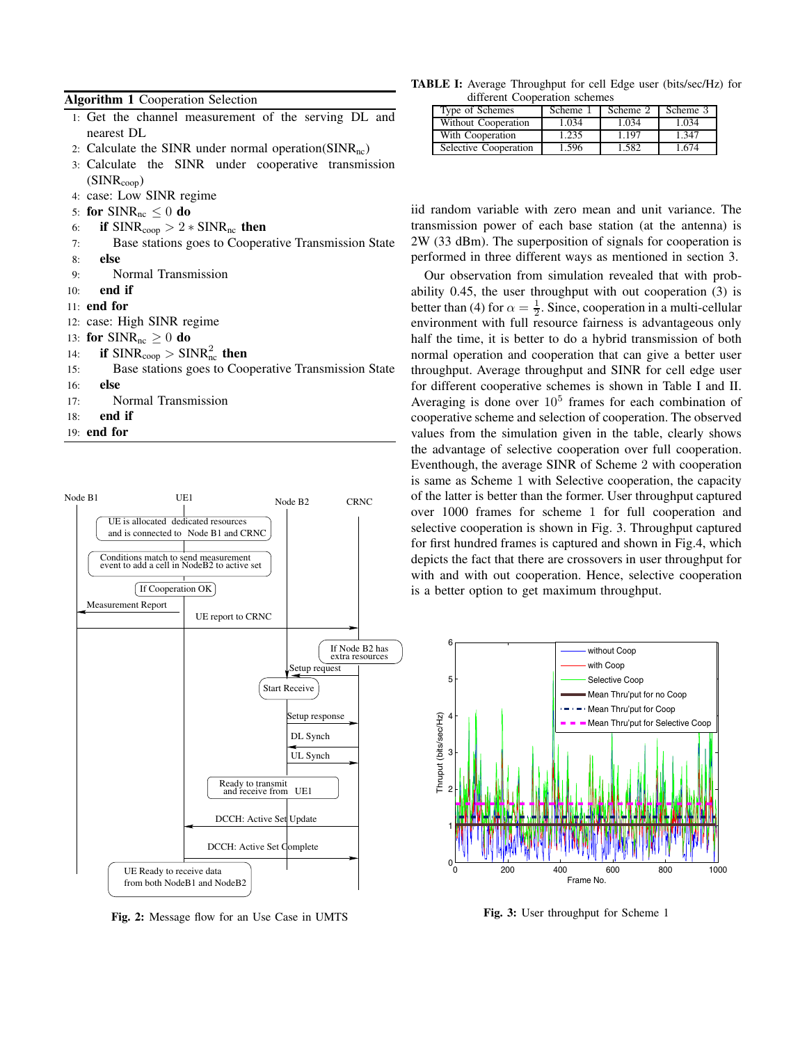**Algorithm 1** Cooperation Selection

1: Get the channel measurement of the serving DL and nearest DL
2: Calculate the SINR under normal operation($SINR_{nc}$)
3: Calculate the SINR under cooperative transmission ($SINR_{coop}$)
4: case: Low SINR regime
5: **for** $SINR_{nc} \leq 0$ **do**
6: &nbsp;&nbsp;&nbsp;&nbsp;**if** $SINR_{coop} > 2 * SINR_{nc}$ **then**
7: &nbsp;&nbsp;&nbsp;&nbsp;&nbsp;&nbsp;&nbsp;&nbsp;Base stations goes to Cooperative Transmission State
8: &nbsp;&nbsp;&nbsp;&nbsp;**else**
9: &nbsp;&nbsp;&nbsp;&nbsp;&nbsp;&nbsp;&nbsp;&nbsp;Normal Transmission
10: &nbsp;&nbsp;&nbsp;&nbsp;**end if**
11: **end for**
12: case: High SINR regime
13: **for** $SINR_{nc} \geq 0$ **do**
14: &nbsp;&nbsp;&nbsp;&nbsp;**if** $SINR_{coop} > SINR_{nc}^2$ **then**
15: &nbsp;&nbsp;&nbsp;&nbsp;&nbsp;&nbsp;&nbsp;&nbsp;Base stations goes to Cooperative Transmission State
16: &nbsp;&nbsp;&nbsp;&nbsp;**else**
17: &nbsp;&nbsp;&nbsp;&nbsp;&nbsp;&nbsp;&nbsp;&nbsp;Normal Transmission
18: &nbsp;&nbsp;&nbsp;&nbsp;**end if**
19: **end for**

**Fig. 2:** Message flow for an Use Case in UMTS

**TABLE I:** Average Throughput for cell Edge user (bits/sec/Hz) for different Cooperation schemes

| Type of Schemes | Scheme 1 | Scheme 2 | Scheme 3 |
|---|---|---|---|
| Without Cooperation | 1.034 | 1.034 | 1.034 |
| With Cooperation | 1.235 | 1.197 | 1.347 |
| Selective Cooperation | 1.596 | 1.582 | 1.674 |

iid random variable with zero mean and unit variance. The transmission power of each base station (at the antenna) is 2W (33 dBm). The superposition of signals for cooperation is performed in three different ways as mentioned in section 3.

Our observation from simulation revealed that with probability 0.45, the user throughput with out cooperation (3) is better than (4) for $\alpha = \frac{1}{2}$. Since, cooperation in a multi-cellular environment with full resource fairness is advantageous only half the time, it is better to do a hybrid transmission of both normal operation and cooperation that can give a better user throughput. Average throughput and SINR for cell edge user for different cooperative schemes is shown in Table I and II. Averaging is done over $10^5$ frames for each combination of cooperative scheme and selection of cooperation. The observed values from the simulation given in the table, clearly shows the advantage of selective cooperation over full cooperation. Eventhough, the average SINR of Scheme 2 with cooperation is same as Scheme 1 with Selective cooperation, the capacity of the latter is better than the former. User throughput captured over 1000 frames for scheme 1 for full cooperation and selective cooperation is shown in Fig. 3. Throughput captured for first hundred frames is captured and shown in Fig.4, which depicts the fact that there are crossovers in user throughput for with and with out cooperation. Hence, selective cooperation is a better option to get maximum throughput.

**Fig. 3:** User throughput for Scheme 1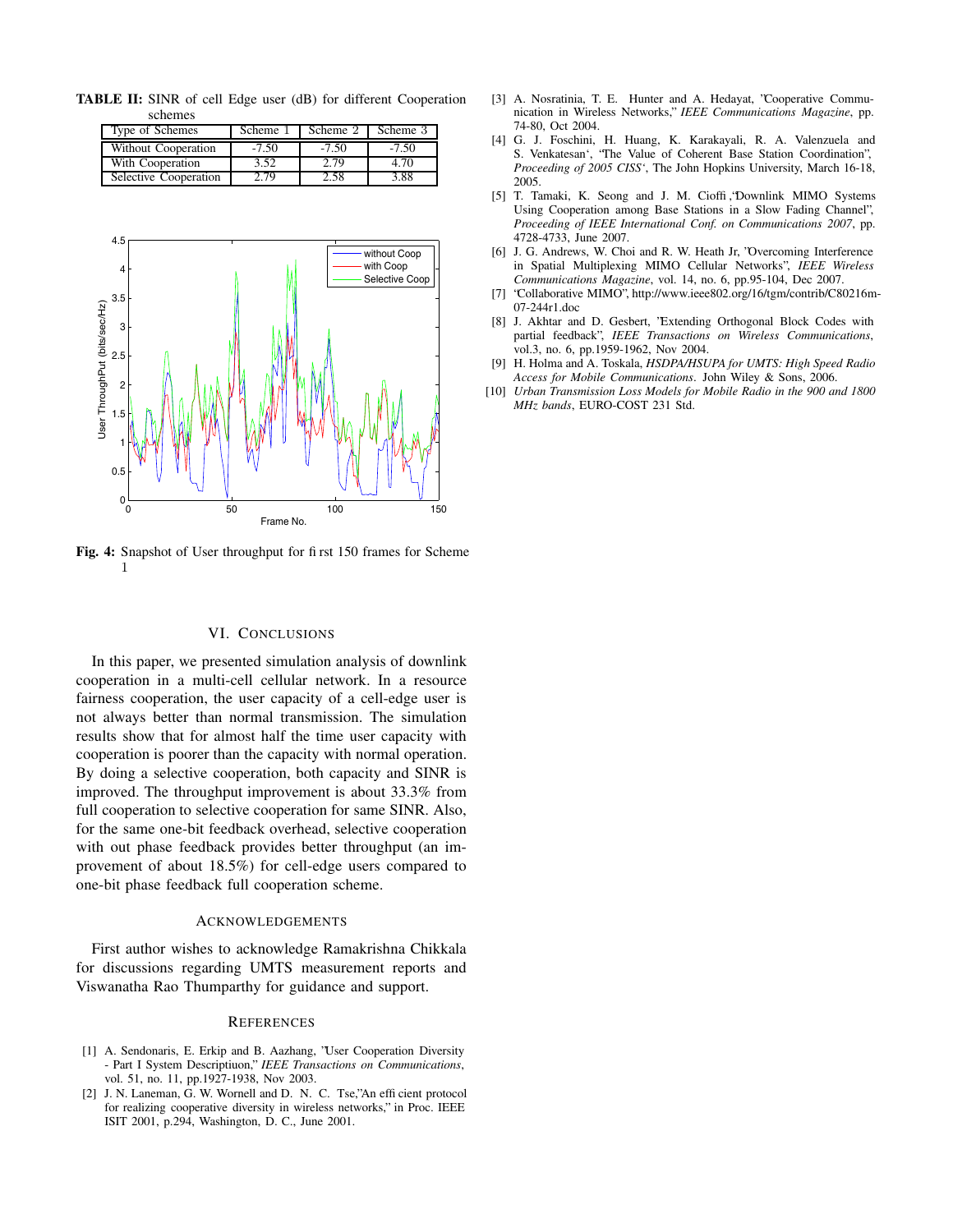**TABLE II:** SINR of cell Edge user (dB) for different Cooperation schemes

| Type of Schemes | Scheme 1 | Scheme 2 | Scheme 3 |
|---|---|---|---|
| Without Cooperation | -7.50 | -7.50 | -7.50 |
| With Cooperation | 3.52 | 2.79 | 4.70 |
| Selective Cooperation | 2.79 | 2.58 | 3.88 |

User ThroughPut (bits/sec/Hz)
4.5
4
3.5
3
2.5
2
1.5
1
0.5
0
0
50
100
150
Frame No.
without Coop
with Coop
Selective Coop

**Fig. 4:** Snapshot of User throughput for first 150 frames for Scheme 1

## VI. Conclusions

In this paper, we presented simulation analysis of downlink cooperation in a multi-cell cellular network. In a resource fairness cooperation, the user capacity of a cell-edge user is not always better than normal transmission. The simulation results show that for almost half the time user capacity with cooperation is poorer than the capacity with normal operation. By doing a selective cooperation, both capacity and SINR is improved. The throughput improvement is about 33.3% from full cooperation to selective cooperation for same SINR. Also, for the same one-bit feedback overhead, selective cooperation with out phase feedback provides better throughput (an improvement of about 18.5%) for cell-edge users compared to one-bit phase feedback full cooperation scheme.

## Acknowledgements

First author wishes to acknowledge Ramakrishna Chikkala for discussions regarding UMTS measurement reports and Viswanatha Rao Thumparthy for guidance and support.

## References

[1] A. Sendonaris, E. Erkip and B. Aazhang, "User Cooperation Diversity - Part I System Descriptiuon," *IEEE Transactions on Communications*, vol. 51, no. 11, pp.1927-1938, Nov 2003.

[2] J. N. Laneman, G. W. Wornell and D. N. C. Tse,"An efficient protocol for realizing cooperative diversity in wireless networks," in Proc. IEEE ISIT 2001, p.294, Washington, D. C., June 2001.

[3] A. Nosratinia, T. E. Hunter and A. Hedayat, "Cooperative Communication in Wireless Networks," *IEEE Communications Magazine*, pp. 74-80, Oct 2004.

[4] G. J. Foschini, H. Huang, K. Karakayali, R. A. Valenzuela and S. Venkatesan', "The Value of Coherent Base Station Coordination", *Proceeding of 2005 CISS'*, The John Hopkins University, March 16-18, 2005.

[5] T. Tamaki, K. Seong and J. M. Cioffi ,"Downlink MIMO Systems Using Cooperation among Base Stations in a Slow Fading Channel", *Proceeding of IEEE International Conf. on Communications 2007*, pp. 4728-4733, June 2007.

[6] J. G. Andrews, W. Choi and R. W. Heath Jr, "Overcoming Interference in Spatial Multiplexing MIMO Cellular Networks", *IEEE Wireless Communications Magazine*, vol. 14, no. 6, pp.95-104, Dec 2007.

[7] 'Collaborative MIMO", http://www.ieee802.org/16/tgm/contrib/C80216m-07-244r1.doc

[8] J. Akhtar and D. Gesbert, "Extending Orthogonal Block Codes with partial feedback", *IEEE Transactions on Wireless Communications*, vol.3, no. 6, pp.1959-1962, Nov 2004.

[9] H. Holma and A. Toskala, *HSDPA/HSUPA for UMTS: High Speed Radio Access for Mobile Communications*. John Wiley & Sons, 2006.

[10] *Urban Transmission Loss Models for Mobile Radio in the 900 and 1800 MHz bands*, EURO-COST 231 Std.